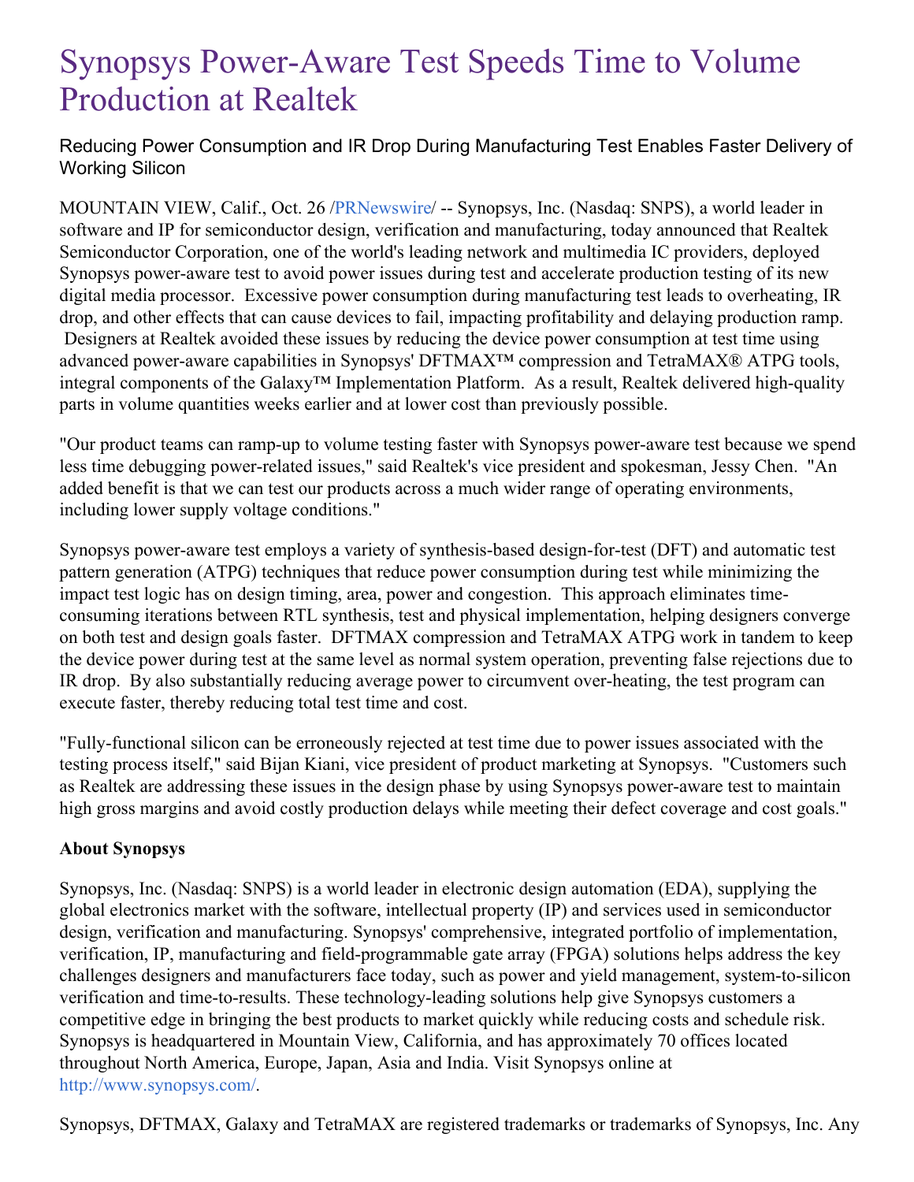# Synopsys Power-Aware Test Speeds Time to Volume Production at Realtek

## Reducing Power Consumption and IR Drop During Manufacturing Test Enables Faster Delivery of Working Silicon

MOUNTAIN VIEW, Calif., Oct. 26 /PRNewswire/ -- Synopsys, Inc. (Nasdaq: SNPS), a world leader in software and IP for semiconductor design, verification and manufacturing, today announced that Realtek Semiconductor Corporation, one of the world's leading network and multimedia IC providers, deployed Synopsys power-aware test to avoid power issues during test and accelerate production testing of its new digital media processor. Excessive power consumption during manufacturing test leads to overheating, IR drop, and other effects that can cause devices to fail, impacting profitability and delaying production ramp. Designers at Realtek avoided these issues by reducing the device power consumption at test time using advanced power-aware capabilities in Synopsys' DFTMAX™ compression and TetraMAX® ATPG tools, integral components of the Galaxy™ Implementation Platform. As a result, Realtek delivered high-quality parts in volume quantities weeks earlier and at lower cost than previously possible.

"Our product teams can ramp-up to volume testing faster with Synopsys power-aware test because we spend less time debugging power-related issues," said Realtek's vice president and spokesman, Jessy Chen. "An added benefit is that we can test our products across a much wider range of operating environments, including lower supply voltage conditions."

Synopsys power-aware test employs a variety of synthesis-based design-for-test (DFT) and automatic test pattern generation (ATPG) techniques that reduce power consumption during test while minimizing the impact test logic has on design timing, area, power and congestion. This approach eliminates time-consuming iterations between RTL synthesis, test and physical implementation, helping designers converge on both test and design goals faster. DFTMAX compression and TetraMAX ATPG work in tandem to keep the device power during test at the same level as normal system operation, preventing false rejections due to IR drop. By also substantially reducing average power to circumvent over-heating, the test program can execute faster, thereby reducing total test time and cost.

"Fully-functional silicon can be erroneously rejected at test time due to power issues associated with the testing process itself," said Bijan Kiani, vice president of product marketing at Synopsys. "Customers such as Realtek are addressing these issues in the design phase by using Synopsys power-aware test to maintain high gross margins and avoid costly production delays while meeting their defect coverage and cost goals."

**About Synopsys**

Synopsys, Inc. (Nasdaq: SNPS) is a world leader in electronic design automation (EDA), supplying the global electronics market with the software, intellectual property (IP) and services used in semiconductor design, verification and manufacturing. Synopsys' comprehensive, integrated portfolio of implementation, verification, IP, manufacturing and field-programmable gate array (FPGA) solutions helps address the key challenges designers and manufacturers face today, such as power and yield management, system-to-silicon verification and time-to-results. These technology-leading solutions help give Synopsys customers a competitive edge in bringing the best products to market quickly while reducing costs and schedule risk. Synopsys is headquartered in Mountain View, California, and has approximately 70 offices located throughout North America, Europe, Japan, Asia and India. Visit Synopsys online at http://www.synopsys.com/.

Synopsys, DFTMAX, Galaxy and TetraMAX are registered trademarks or trademarks of Synopsys, Inc. Any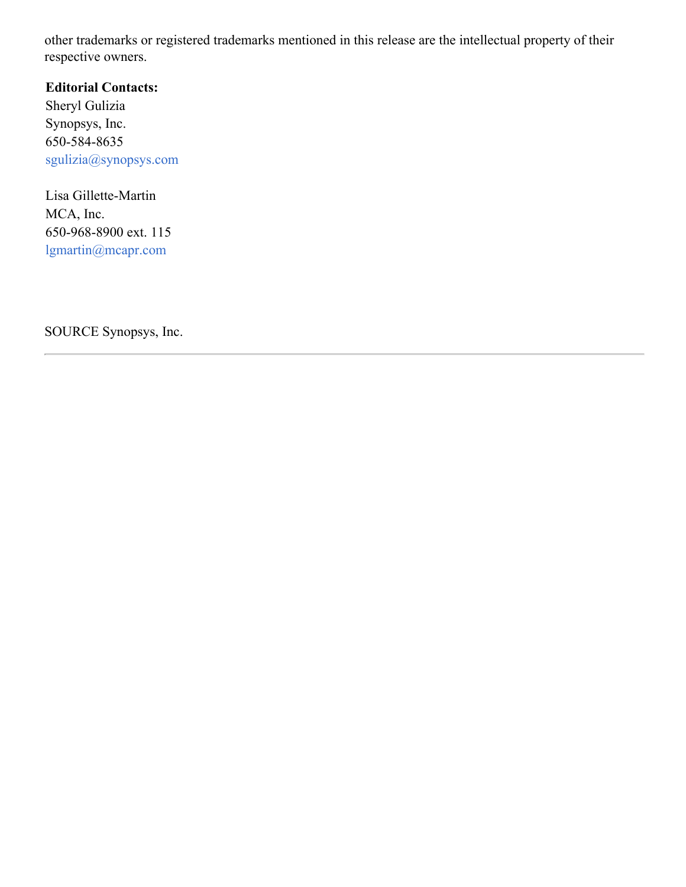other trademarks or registered trademarks mentioned in this release are the intellectual property of their respective owners.

**Editorial Contacts:**
Sheryl Gulizia
Synopsys, Inc.
650-584-8635
sgulizia@synopsys.com

Lisa Gillette-Martin
MCA, Inc.
650-968-8900 ext. 115
lgmartin@mcapr.com

SOURCE Synopsys, Inc.

---